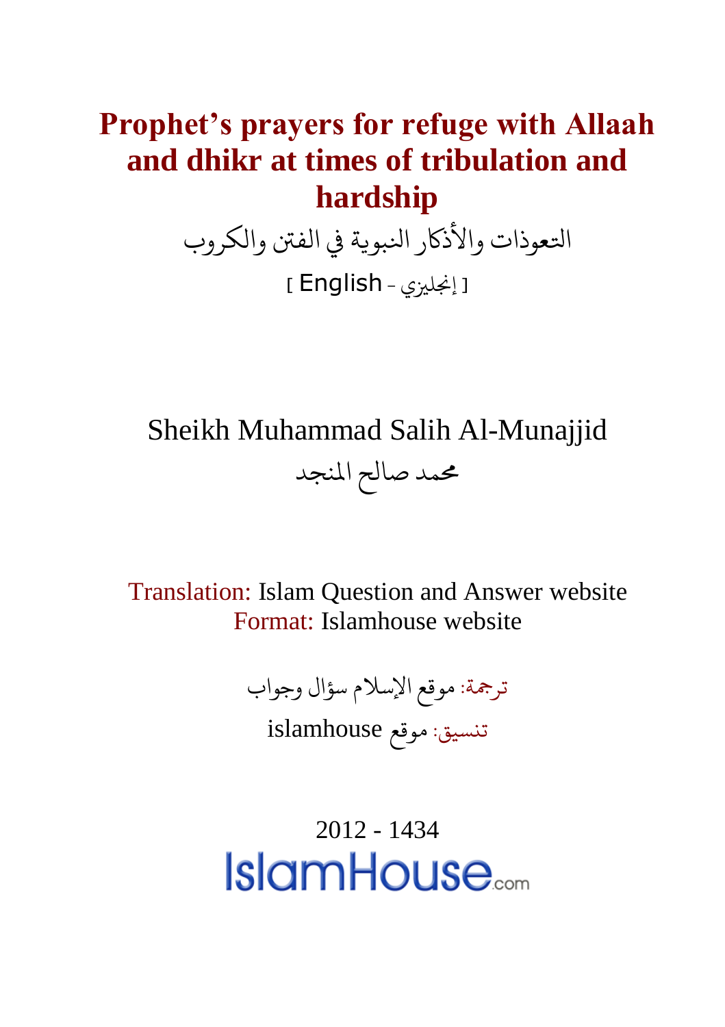# Prophet's prayers for refuge with Allaah and dhikr at times of tribulation and hardship

التعوذات والأذكار النبوية في الفتن والكروب

[ English - إنجليزي ]

Sheikh Muhammad Salih Al-Munajjid

محمد صالح المنجد

Translation: Islam Question and Answer website
Format: Islamhouse website

ترجمة: موقع الإسلام سؤال وجواب

تنسيق: موقع islamhouse

2012 - 1434

IslamHouse.com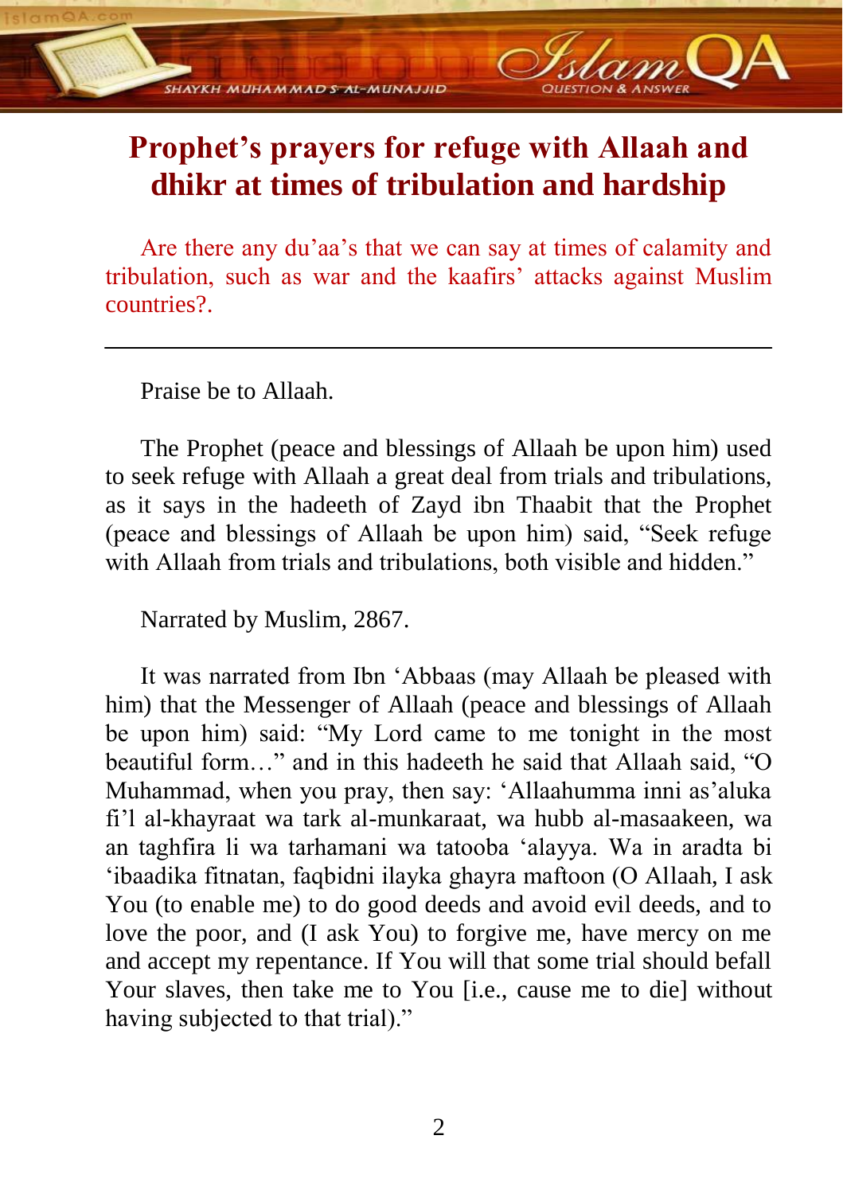# Prophet's prayers for refuge with Allaah and dhikr at times of tribulation and hardship

Are there any du'aa's that we can say at times of calamity and tribulation, such as war and the kaafirs' attacks against Muslim countries?.

---

Praise be to Allaah.

The Prophet (peace and blessings of Allaah be upon him) used to seek refuge with Allaah a great deal from trials and tribulations, as it says in the hadeeth of Zayd ibn Thaabit that the Prophet (peace and blessings of Allaah be upon him) said, "Seek refuge with Allaah from trials and tribulations, both visible and hidden."

Narrated by Muslim, 2867.

It was narrated from Ibn 'Abbaas (may Allaah be pleased with him) that the Messenger of Allaah (peace and blessings of Allaah be upon him) said: "My Lord came to me tonight in the most beautiful form…" and in this hadeeth he said that Allaah said, "O Muhammad, when you pray, then say: 'Allaahumma inni as'aluka fi'l al-khayraat wa tark al-munkaraat, wa hubb al-masaakeen, wa an taghfira li wa tarhamani wa tatooba 'alayya. Wa in aradta bi 'ibaadika fitnatan, faqbidni ilayka ghayra maftoon (O Allaah, I ask You (to enable me) to do good deeds and avoid evil deeds, and to love the poor, and (I ask You) to forgive me, have mercy on me and accept my repentance. If You will that some trial should befall Your slaves, then take me to You [i.e., cause me to die] without having subjected to that trial)."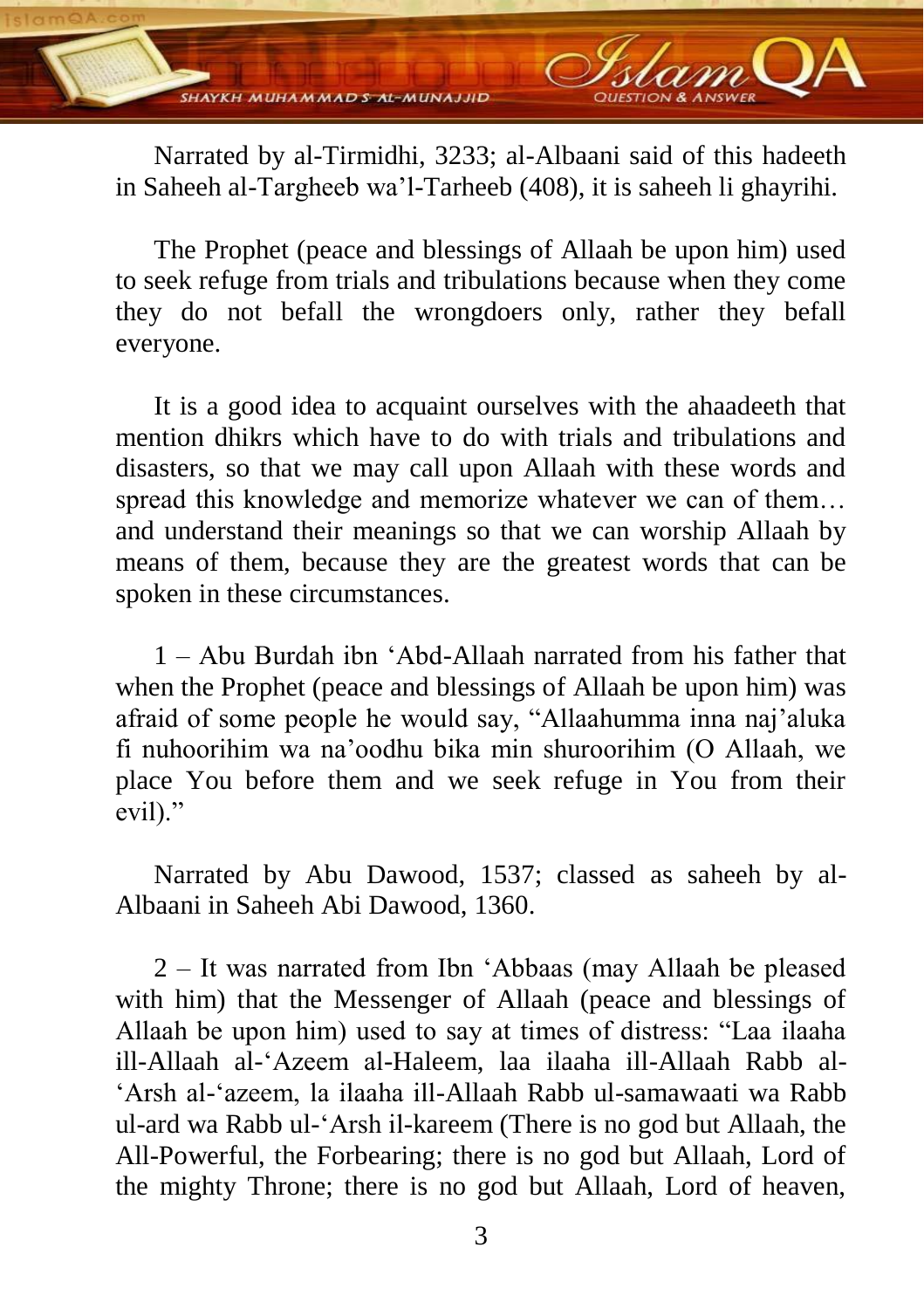Narrated by al-Tirmidhi, 3233; al-Albaani said of this hadeeth in Saheeh al-Targheeb wa'l-Tarheeb (408), it is saheeh li ghayrihi.

The Prophet (peace and blessings of Allaah be upon him) used to seek refuge from trials and tribulations because when they come they do not befall the wrongdoers only, rather they befall everyone.

It is a good idea to acquaint ourselves with the ahaadeeth that mention dhikrs which have to do with trials and tribulations and disasters, so that we may call upon Allaah with these words and spread this knowledge and memorize whatever we can of them… and understand their meanings so that we can worship Allaah by means of them, because they are the greatest words that can be spoken in these circumstances.

1 – Abu Burdah ibn 'Abd-Allaah narrated from his father that when the Prophet (peace and blessings of Allaah be upon him) was afraid of some people he would say, "Allaahumma inna naj'aluka fi nuhoorihim wa na'oodhu bika min shuroorihim (O Allaah, we place You before them and we seek refuge in You from their evil)."

Narrated by Abu Dawood, 1537; classed as saheeh by al-Albaani in Saheeh Abi Dawood, 1360.

2 – It was narrated from Ibn 'Abbaas (may Allaah be pleased with him) that the Messenger of Allaah (peace and blessings of Allaah be upon him) used to say at times of distress: "Laa ilaaha ill-Allaah al-'Azeem al-Haleem, laa ilaaha ill-Allaah Rabb al-'Arsh al-'azeem, la ilaaha ill-Allaah Rabb ul-samawaati wa Rabb ul-ard wa Rabb ul-'Arsh il-kareem (There is no god but Allaah, the All-Powerful, the Forbearing; there is no god but Allaah, Lord of the mighty Throne; there is no god but Allaah, Lord of heaven,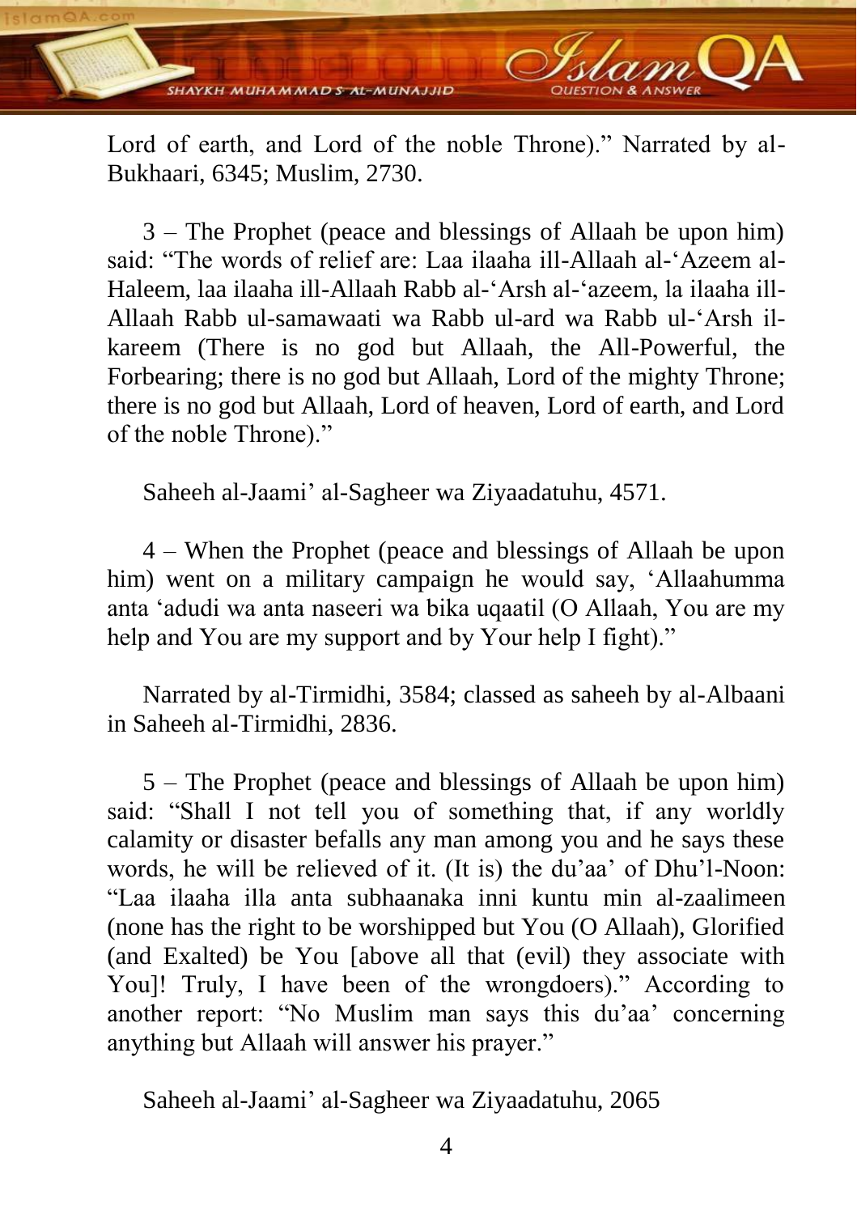Lord of earth, and Lord of the noble Throne).” Narrated by al-Bukhaari, 6345; Muslim, 2730.

3 – The Prophet (peace and blessings of Allaah be upon him) said: “The words of relief are: Laa ilaaha ill-Allaah al-‘Azeem al-Haleem, laa ilaaha ill-Allaah Rabb al-‘Arsh al-‘azeem, la ilaaha ill-Allaah Rabb ul-samawaati wa Rabb ul-ard wa Rabb ul-‘Arsh il-kareem (There is no god but Allaah, the All-Powerful, the Forbearing; there is no god but Allaah, Lord of the mighty Throne; there is no god but Allaah, Lord of heaven, Lord of earth, and Lord of the noble Throne).”

Saheeh al-Jaami’ al-Sagheer wa Ziyaadatuhu, 4571.

4 – When the Prophet (peace and blessings of Allaah be upon him) went on a military campaign he would say, ‘Allaahumma anta ‘adudi wa anta naseeri wa bika uqaatil (O Allaah, You are my help and You are my support and by Your help I fight).”

Narrated by al-Tirmidhi, 3584; classed as saheeh by al-Albaani in Saheeh al-Tirmidhi, 2836.

5 – The Prophet (peace and blessings of Allaah be upon him) said: “Shall I not tell you of something that, if any worldly calamity or disaster befalls any man among you and he says these words, he will be relieved of it. (It is) the du’aa’ of Dhu’l-Noon: “Laa ilaaha illa anta subhaanaka inni kuntu min al-zaalimeen (none has the right to be worshipped but You (O Allaah), Glorified (and Exalted) be You [above all that (evil) they associate with You]! Truly, I have been of the wrongdoers).” According to another report: “No Muslim man says this du’aa’ concerning anything but Allaah will answer his prayer.”

Saheeh al-Jaami’ al-Sagheer wa Ziyaadatuhu, 2065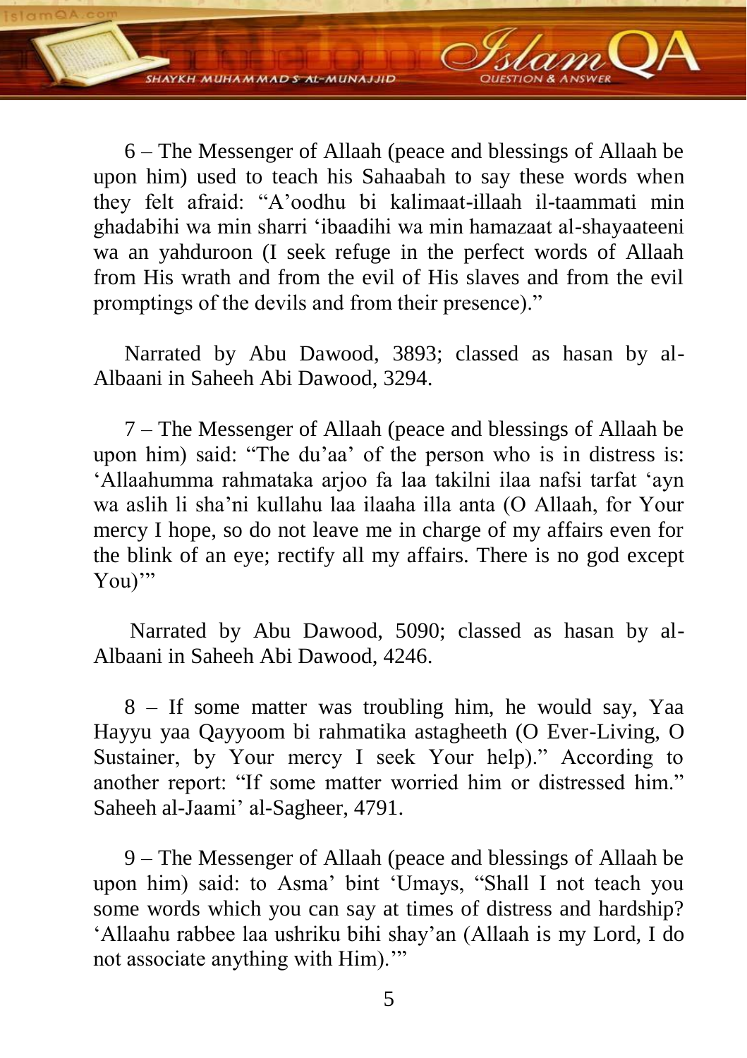6 – The Messenger of Allaah (peace and blessings of Allaah be upon him) used to teach his Sahaabah to say these words when they felt afraid: "A'oodhu bi kalimaat-illaah il-taammati min ghadabihi wa min sharri 'ibaadihi wa min hamazaat al-shayaateeni wa an yahduroon (I seek refuge in the perfect words of Allaah from His wrath and from the evil of His slaves and from the evil promptings of the devils and from their presence)."

Narrated by Abu Dawood, 3893; classed as hasan by al-Albaani in Saheeh Abi Dawood, 3294.

7 – The Messenger of Allaah (peace and blessings of Allaah be upon him) said: "The du'aa' of the person who is in distress is: 'Allaahumma rahmataka arjoo fa laa takilni ilaa nafsi tarfat 'ayn wa aslih li sha'ni kullahu laa ilaaha illa anta (O Allaah, for Your mercy I hope, so do not leave me in charge of my affairs even for the blink of an eye; rectify all my affairs. There is no god except You)'"

Narrated by Abu Dawood, 5090; classed as hasan by al-Albaani in Saheeh Abi Dawood, 4246.

8 – If some matter was troubling him, he would say, Yaa Hayyu yaa Qayyoom bi rahmatika astagheeth (O Ever-Living, O Sustainer, by Your mercy I seek Your help)." According to another report: "If some matter worried him or distressed him." Saheeh al-Jaami' al-Sagheer, 4791.

9 – The Messenger of Allaah (peace and blessings of Allaah be upon him) said: to Asma' bint 'Umays, "Shall I not teach you some words which you can say at times of distress and hardship? 'Allaahu rabbee laa ushriku bihi shay'an (Allaah is my Lord, I do not associate anything with Him).'"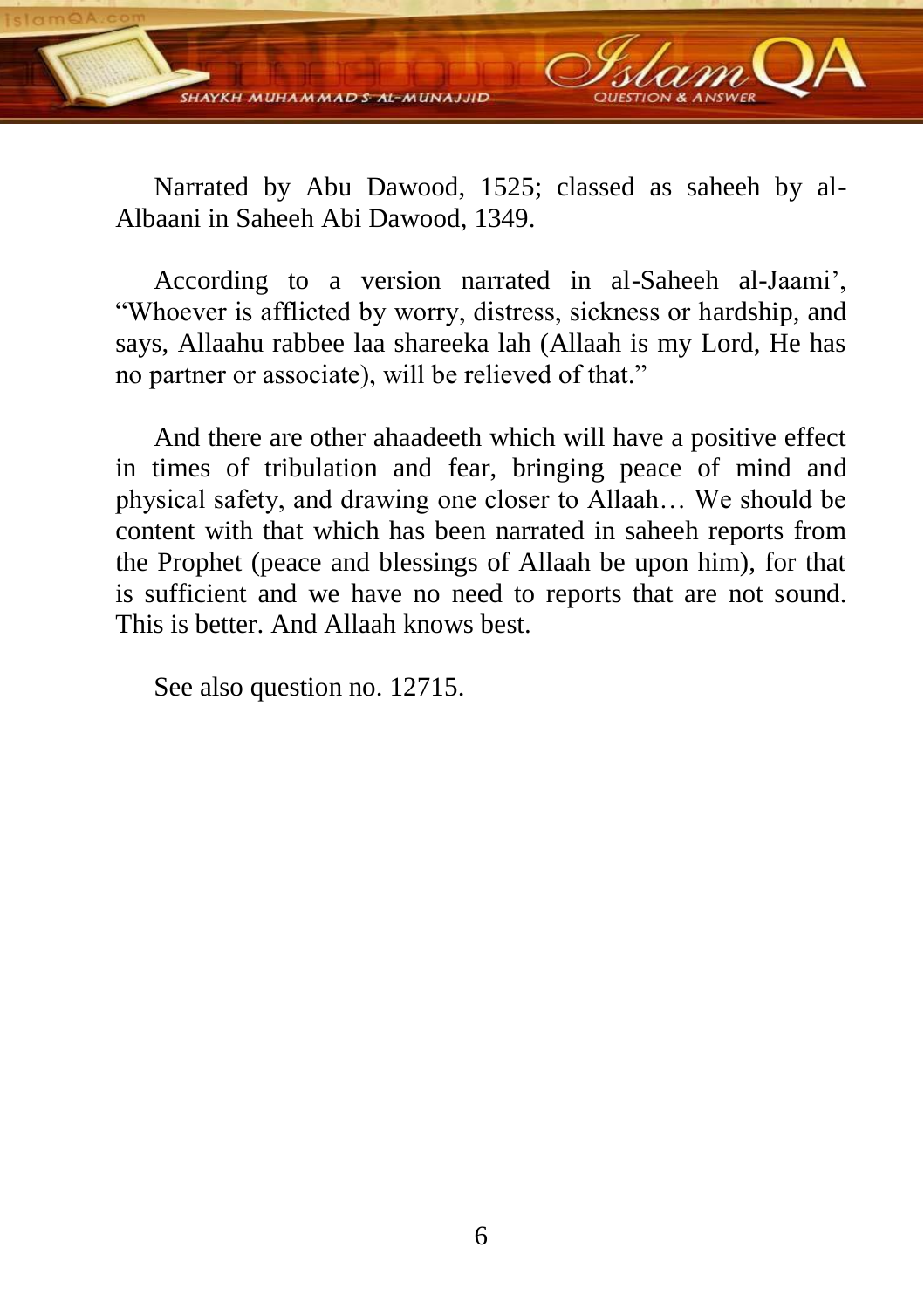Narrated by Abu Dawood, 1525; classed as saheeh by al-Albaani in Saheeh Abi Dawood, 1349.

According to a version narrated in al-Saheeh al-Jaami', "Whoever is afflicted by worry, distress, sickness or hardship, and says, Allaahu rabbee laa shareeka lah (Allaah is my Lord, He has no partner or associate), will be relieved of that."

And there are other ahaadeeth which will have a positive effect in times of tribulation and fear, bringing peace of mind and physical safety, and drawing one closer to Allaah… We should be content with that which has been narrated in saheeh reports from the Prophet (peace and blessings of Allaah be upon him), for that is sufficient and we have no need to reports that are not sound. This is better. And Allaah knows best.

See also question no. 12715.